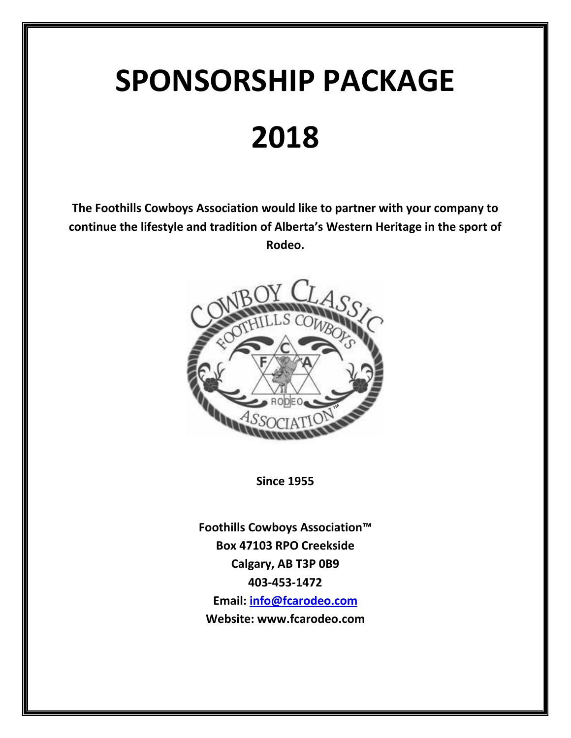# SPONSORSHIP PACKAGE

# 2018

**The Foothills Cowboys Association would like to partner with your company to continue the lifestyle and tradition of Alberta's Western Heritage in the sport of Rodeo.**

**Since 1955**

**Foothills Cowboys Association™**
**Box 47103 RPO Creekside**
**Calgary, AB T3P 0B9**
**403-453-1472**
**Email: info@fcarodeo.com**
**Website: www.fcarodeo.com**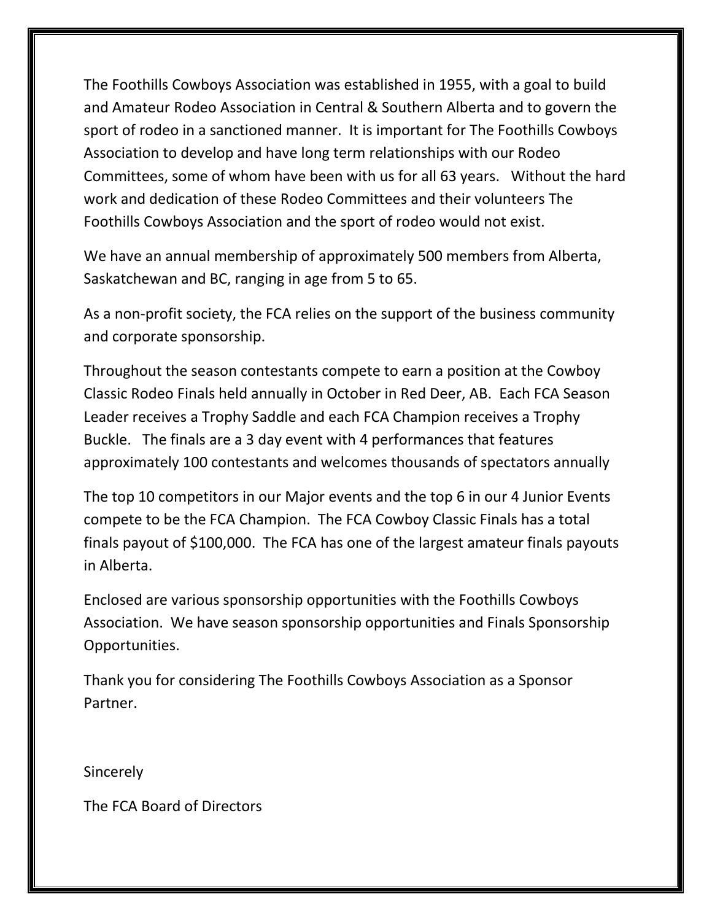The Foothills Cowboys Association was established in 1955, with a goal to build and Amateur Rodeo Association in Central & Southern Alberta and to govern the sport of rodeo in a sanctioned manner. It is important for The Foothills Cowboys Association to develop and have long term relationships with our Rodeo Committees, some of whom have been with us for all 63 years. Without the hard work and dedication of these Rodeo Committees and their volunteers The Foothills Cowboys Association and the sport of rodeo would not exist.

We have an annual membership of approximately 500 members from Alberta, Saskatchewan and BC, ranging in age from 5 to 65.

As a non-profit society, the FCA relies on the support of the business community and corporate sponsorship.

Throughout the season contestants compete to earn a position at the Cowboy Classic Rodeo Finals held annually in October in Red Deer, AB. Each FCA Season Leader receives a Trophy Saddle and each FCA Champion receives a Trophy Buckle. The finals are a 3 day event with 4 performances that features approximately 100 contestants and welcomes thousands of spectators annually

The top 10 competitors in our Major events and the top 6 in our 4 Junior Events compete to be the FCA Champion. The FCA Cowboy Classic Finals has a total finals payout of $100,000. The FCA has one of the largest amateur finals payouts in Alberta.

Enclosed are various sponsorship opportunities with the Foothills Cowboys Association. We have season sponsorship opportunities and Finals Sponsorship Opportunities.

Thank you for considering The Foothills Cowboys Association as a Sponsor Partner.

Sincerely

The FCA Board of Directors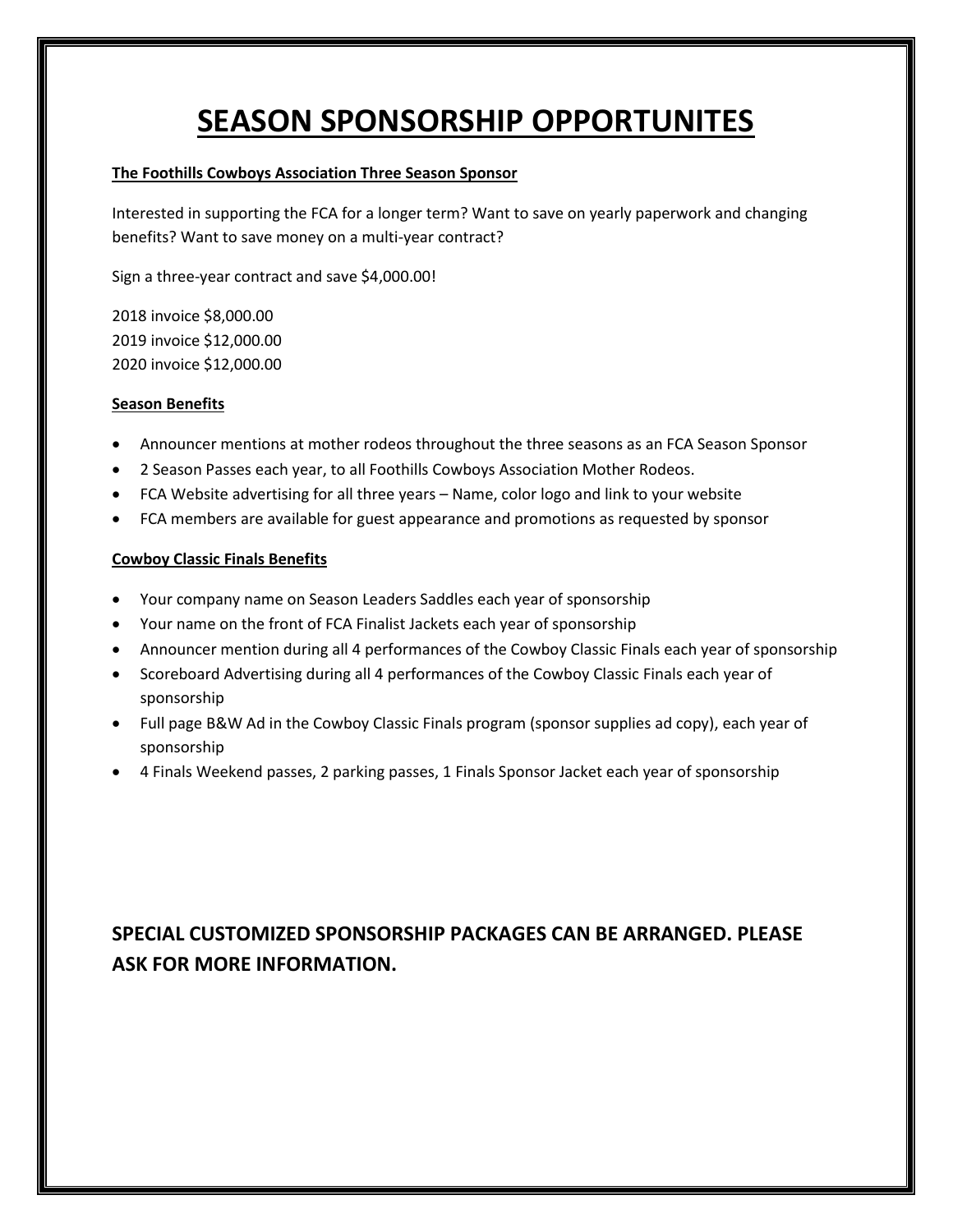# SEASON SPONSORSHIP OPPORTUNITES

**The Foothills Cowboys Association Three Season Sponsor**

Interested in supporting the FCA for a longer term? Want to save on yearly paperwork and changing benefits? Want to save money on a multi-year contract?

Sign a three-year contract and save $4,000.00!

2018 invoice $8,000.00
2019 invoice $12,000.00
2020 invoice $12,000.00

**Season Benefits**

- Announcer mentions at mother rodeos throughout the three seasons as an FCA Season Sponsor
- 2 Season Passes each year, to all Foothills Cowboys Association Mother Rodeos.
- FCA Website advertising for all three years – Name, color logo and link to your website
- FCA members are available for guest appearance and promotions as requested by sponsor

**Cowboy Classic Finals Benefits**

- Your company name on Season Leaders Saddles each year of sponsorship
- Your name on the front of FCA Finalist Jackets each year of sponsorship
- Announcer mention during all 4 performances of the Cowboy Classic Finals each year of sponsorship
- Scoreboard Advertising during all 4 performances of the Cowboy Classic Finals each year of sponsorship
- Full page B&W Ad in the Cowboy Classic Finals program (sponsor supplies ad copy), each year of sponsorship
- 4 Finals Weekend passes, 2 parking passes, 1 Finals Sponsor Jacket each year of sponsorship

**SPECIAL CUSTOMIZED SPONSORSHIP PACKAGES CAN BE ARRANGED. PLEASE ASK FOR MORE INFORMATION.**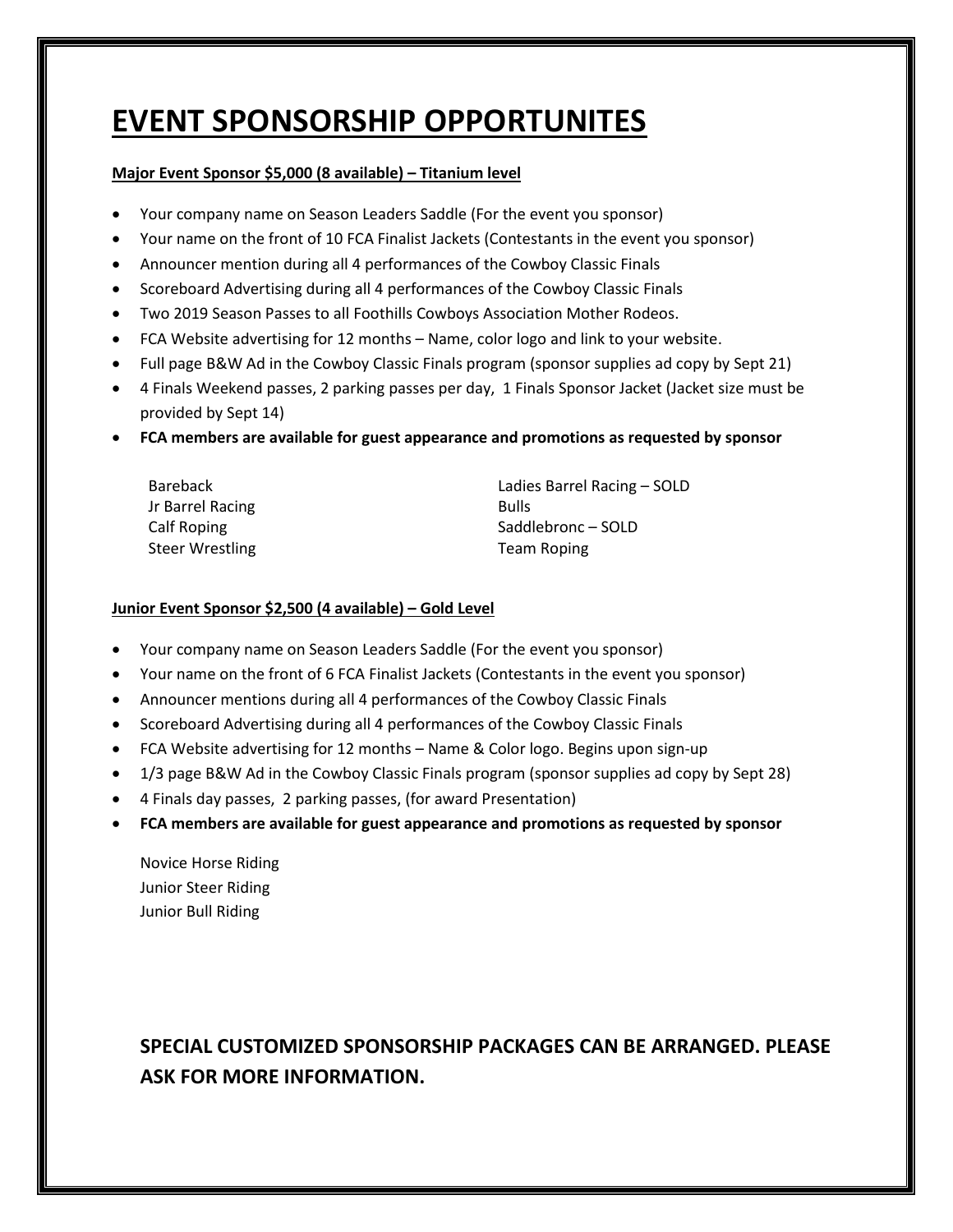# EVENT SPONSORSHIP OPPORTUNITES

**Major Event Sponsor $5,000 (8 available) – Titanium level**

- Your company name on Season Leaders Saddle (For the event you sponsor)
- Your name on the front of 10 FCA Finalist Jackets (Contestants in the event you sponsor)
- Announcer mention during all 4 performances of the Cowboy Classic Finals
- Scoreboard Advertising during all 4 performances of the Cowboy Classic Finals
- Two 2019 Season Passes to all Foothills Cowboys Association Mother Rodeos.
- FCA Website advertising for 12 months – Name, color logo and link to your website.
- Full page B&W Ad in the Cowboy Classic Finals program (sponsor supplies ad copy by Sept 21)
- 4 Finals Weekend passes, 2 parking passes per day, 1 Finals Sponsor Jacket (Jacket size must be provided by Sept 14)
- **FCA members are available for guest appearance and promotions as requested by sponsor**

Bareback
Jr Barrel Racing
Calf Roping
Steer Wrestling
Ladies Barrel Racing – SOLD
Bulls
Saddlebronc – SOLD
Team Roping

**Junior Event Sponsor $2,500 (4 available) – Gold Level**

- Your company name on Season Leaders Saddle (For the event you sponsor)
- Your name on the front of 6 FCA Finalist Jackets (Contestants in the event you sponsor)
- Announcer mentions during all 4 performances of the Cowboy Classic Finals
- Scoreboard Advertising during all 4 performances of the Cowboy Classic Finals
- FCA Website advertising for 12 months – Name & Color logo. Begins upon sign-up
- 1/3 page B&W Ad in the Cowboy Classic Finals program (sponsor supplies ad copy by Sept 28)
- 4 Finals day passes, 2 parking passes, (for award Presentation)
- **FCA members are available for guest appearance and promotions as requested by sponsor**

Novice Horse Riding
Junior Steer Riding
Junior Bull Riding

**SPECIAL CUSTOMIZED SPONSORSHIP PACKAGES CAN BE ARRANGED. PLEASE ASK FOR MORE INFORMATION.**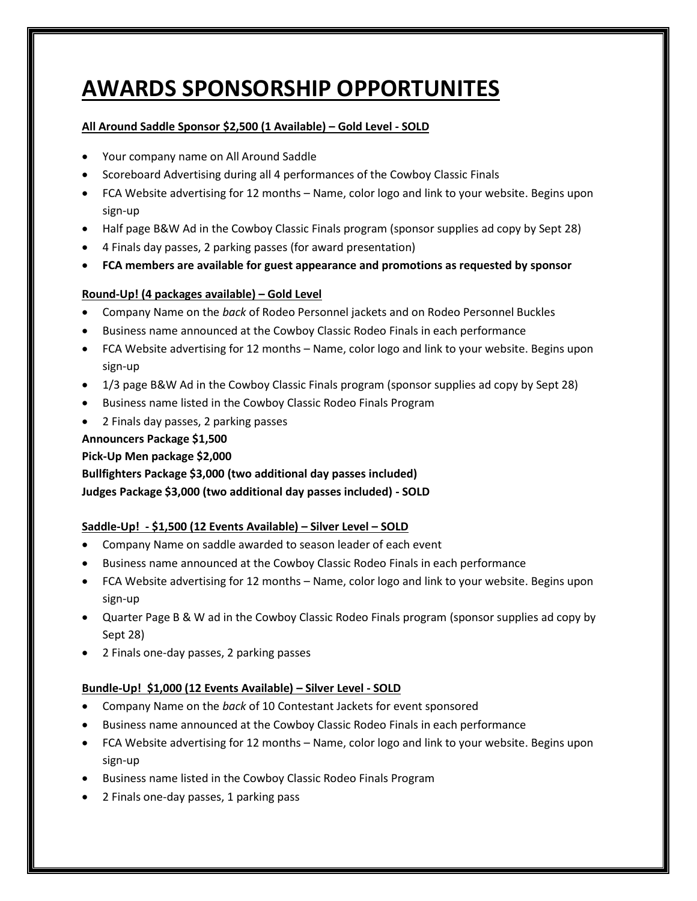# AWARDS SPONSORSHIP OPPORTUNITES

**All Around Saddle Sponsor $2,500 (1 Available) – Gold Level - SOLD**

- Your company name on All Around Saddle
- Scoreboard Advertising during all 4 performances of the Cowboy Classic Finals
- FCA Website advertising for 12 months – Name, color logo and link to your website. Begins upon sign-up
- Half page B&W Ad in the Cowboy Classic Finals program (sponsor supplies ad copy by Sept 28)
- 4 Finals day passes, 2 parking passes (for award presentation)
- **FCA members are available for guest appearance and promotions as requested by sponsor**

**Round-Up! (4 packages available) – Gold Level**

- Company Name on the *back* of Rodeo Personnel jackets and on Rodeo Personnel Buckles
- Business name announced at the Cowboy Classic Rodeo Finals in each performance
- FCA Website advertising for 12 months – Name, color logo and link to your website. Begins upon sign-up
- 1/3 page B&W Ad in the Cowboy Classic Finals program (sponsor supplies ad copy by Sept 28)
- Business name listed in the Cowboy Classic Rodeo Finals Program
- 2 Finals day passes, 2 parking passes

**Announcers Package $1,500**
**Pick-Up Men package $2,000**
**Bullfighters Package $3,000 (two additional day passes included)**
**Judges Package $3,000 (two additional day passes included) - SOLD**

**Saddle-Up! - $1,500 (12 Events Available) – Silver Level – SOLD**

- Company Name on saddle awarded to season leader of each event
- Business name announced at the Cowboy Classic Rodeo Finals in each performance
- FCA Website advertising for 12 months – Name, color logo and link to your website. Begins upon sign-up
- Quarter Page B & W ad in the Cowboy Classic Rodeo Finals program (sponsor supplies ad copy by Sept 28)
- 2 Finals one-day passes, 2 parking passes

**Bundle-Up! $1,000 (12 Events Available) – Silver Level - SOLD**

- Company Name on the *back* of 10 Contestant Jackets for event sponsored
- Business name announced at the Cowboy Classic Rodeo Finals in each performance
- FCA Website advertising for 12 months – Name, color logo and link to your website. Begins upon sign-up
- Business name listed in the Cowboy Classic Rodeo Finals Program
- 2 Finals one-day passes, 1 parking pass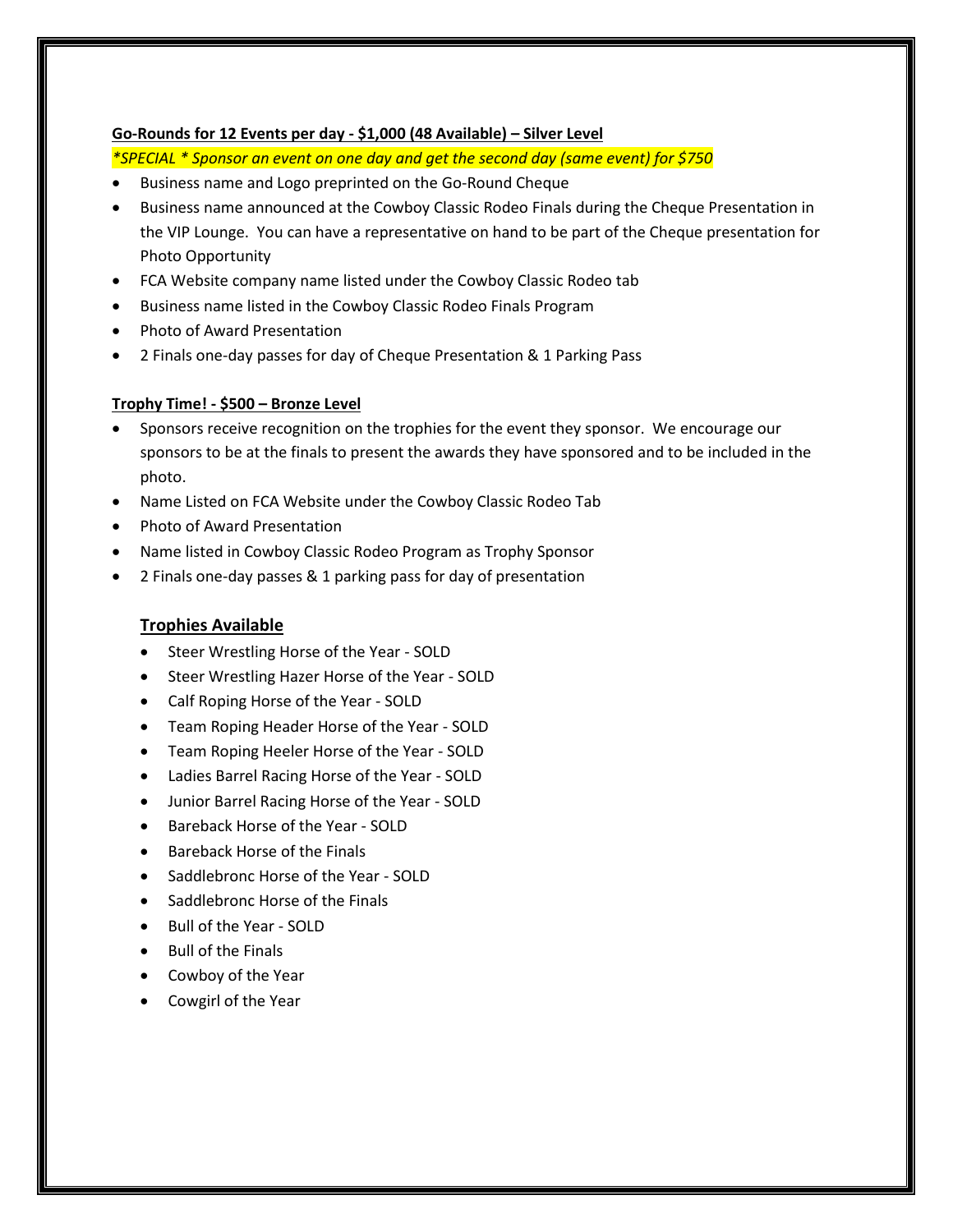**Go-Rounds for 12 Events per day - $1,000 (48 Available) – Silver Level**

*\*SPECIAL \* Sponsor an event on one day and get the second day (same event) for $750*

- Business name and Logo preprinted on the Go-Round Cheque
- Business name announced at the Cowboy Classic Rodeo Finals during the Cheque Presentation in the VIP Lounge. You can have a representative on hand to be part of the Cheque presentation for Photo Opportunity
- FCA Website company name listed under the Cowboy Classic Rodeo tab
- Business name listed in the Cowboy Classic Rodeo Finals Program
- Photo of Award Presentation
- 2 Finals one-day passes for day of Cheque Presentation & 1 Parking Pass

**Trophy Time! - $500 – Bronze Level**

- Sponsors receive recognition on the trophies for the event they sponsor. We encourage our sponsors to be at the finals to present the awards they have sponsored and to be included in the photo.
- Name Listed on FCA Website under the Cowboy Classic Rodeo Tab
- Photo of Award Presentation
- Name listed in Cowboy Classic Rodeo Program as Trophy Sponsor
- 2 Finals one-day passes & 1 parking pass for day of presentation

**Trophies Available**

- Steer Wrestling Horse of the Year - SOLD
- Steer Wrestling Hazer Horse of the Year - SOLD
- Calf Roping Horse of the Year - SOLD
- Team Roping Header Horse of the Year - SOLD
- Team Roping Heeler Horse of the Year - SOLD
- Ladies Barrel Racing Horse of the Year - SOLD
- Junior Barrel Racing Horse of the Year - SOLD
- Bareback Horse of the Year - SOLD
- Bareback Horse of the Finals
- Saddlebronc Horse of the Year - SOLD
- Saddlebronc Horse of the Finals
- Bull of the Year - SOLD
- Bull of the Finals
- Cowboy of the Year
- Cowgirl of the Year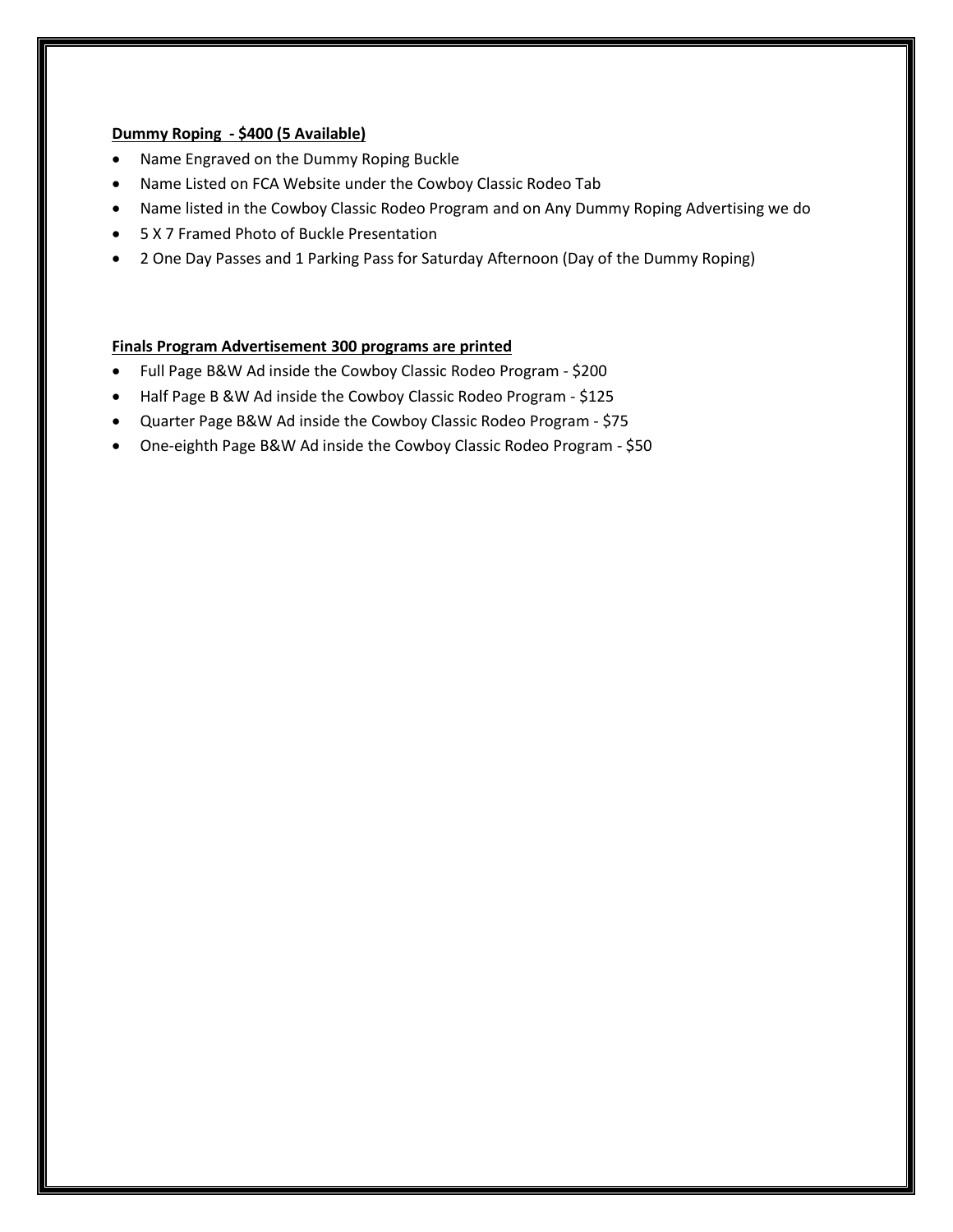**Dummy Roping  - $400 (5 Available)**

- Name Engraved on the Dummy Roping Buckle
- Name Listed on FCA Website under the Cowboy Classic Rodeo Tab
- Name listed in the Cowboy Classic Rodeo Program and on Any Dummy Roping Advertising we do
- 5 X 7 Framed Photo of Buckle Presentation
- 2 One Day Passes and 1 Parking Pass for Saturday Afternoon (Day of the Dummy Roping)

**Finals Program Advertisement 300 programs are printed**

- Full Page B&W Ad inside the Cowboy Classic Rodeo Program - $200
- Half Page B &W Ad inside the Cowboy Classic Rodeo Program - $125
- Quarter Page B&W Ad inside the Cowboy Classic Rodeo Program - $75
- One-eighth Page B&W Ad inside the Cowboy Classic Rodeo Program - $50